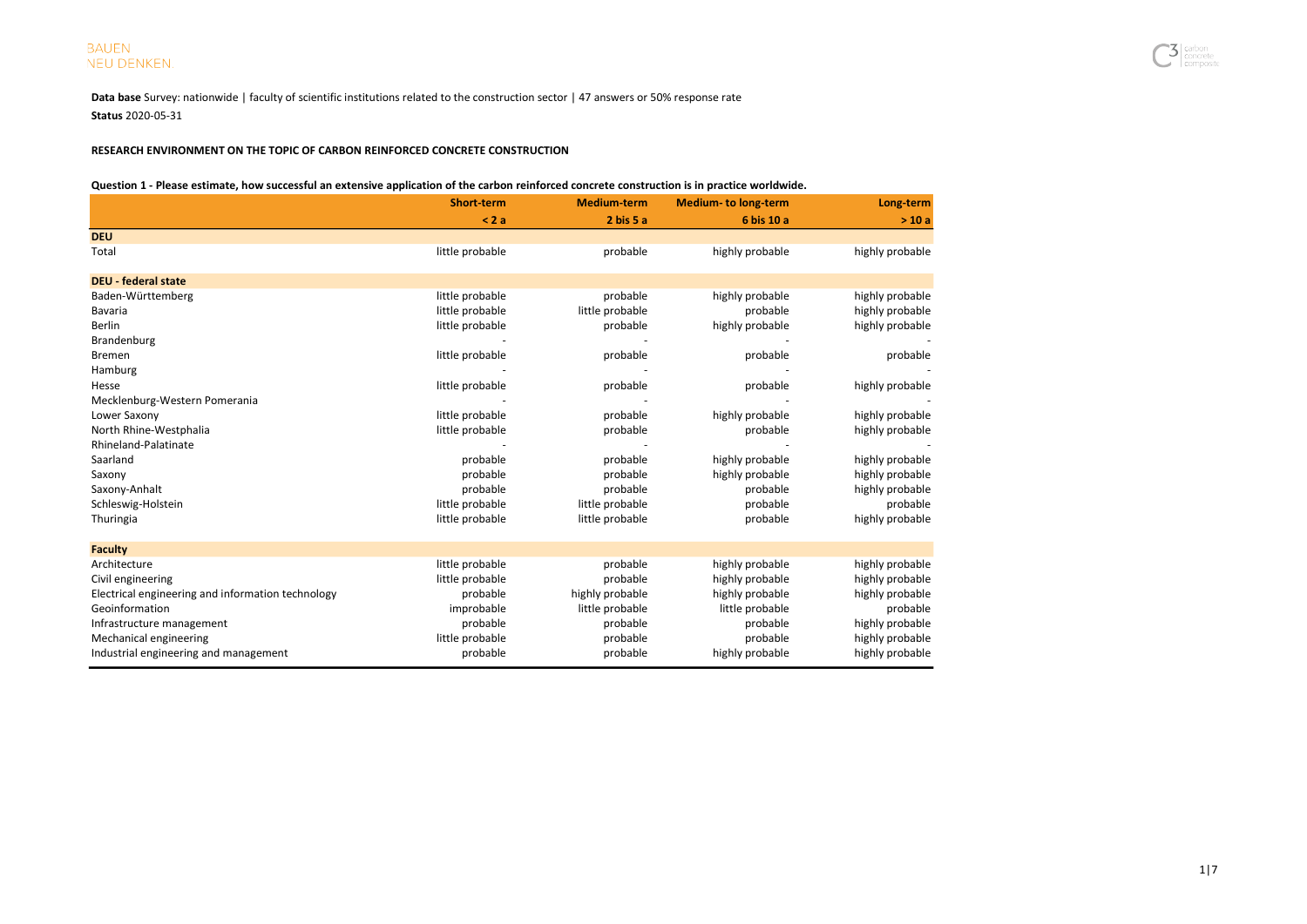BAUEN
NEU DENKEN.

**Data base** Survey: nationwide | faculty of scientific institutions related to the construction sector | 47 answers or 50% response rate

**Status** 2020-05-31

**RESEARCH ENVIRONMENT ON THE TOPIC OF CARBON REINFORCED CONCRETE CONSTRUCTION**

**Question 1 - Please estimate, how successful an extensive application of the carbon reinforced concrete construction is in practice worldwide.**

| | Short-term | Medium-term | Medium- to long-term | Long-term |
|---|---|---|---|---|
| | < 2 a | 2 bis 5 a | 6 bis 10 a | > 10 a |
| **DEU** | | | | |
| Total | little probable | probable | highly probable | highly probable |
| **DEU - federal state** | | | | |
| Baden-Württemberg | little probable | probable | highly probable | highly probable |
| Bavaria | little probable | little probable | probable | highly probable |
| Berlin | little probable | probable | highly probable | highly probable |
| Brandenburg | - | - | - | - |
| Bremen | little probable | probable | probable | probable |
| Hamburg | - | - | - | - |
| Hesse | little probable | probable | probable | highly probable |
| Mecklenburg-Western Pomerania | - | - | - | - |
| Lower Saxony | little probable | probable | highly probable | highly probable |
| North Rhine-Westphalia | little probable | probable | probable | highly probable |
| Rhineland-Palatinate | - | - | - | - |
| Saarland | probable | probable | highly probable | highly probable |
| Saxony | probable | probable | highly probable | highly probable |
| Saxony-Anhalt | probable | probable | probable | highly probable |
| Schleswig-Holstein | little probable | little probable | probable | probable |
| Thuringia | little probable | little probable | probable | highly probable |
| **Faculty** | | | | |
| Architecture | little probable | probable | highly probable | highly probable |
| Civil engineering | little probable | probable | highly probable | highly probable |
| Electrical engineering and information technology | probable | highly probable | highly probable | highly probable |
| Geoinformation | improbable | little probable | little probable | probable |
| Infrastructure management | probable | probable | probable | highly probable |
| Mechanical engineering | little probable | probable | probable | highly probable |
| Industrial engineering and management | probable | probable | highly probable | highly probable |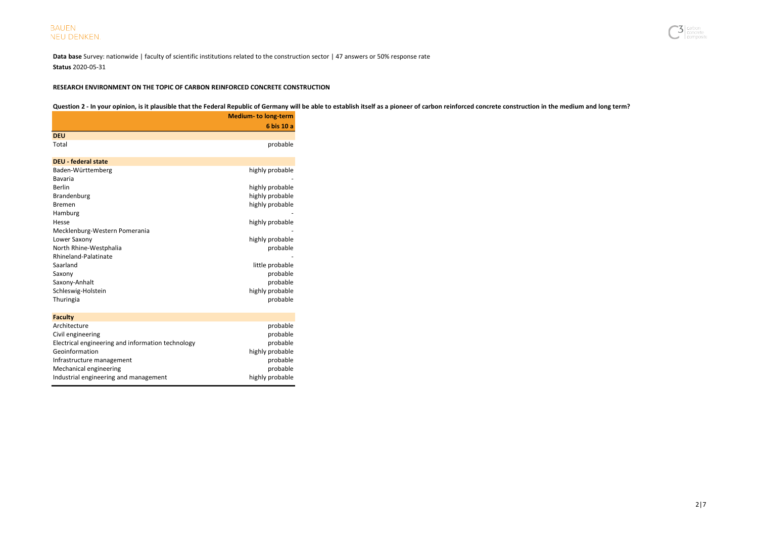**Data base** Survey: nationwide | faculty of scientific institutions related to the construction sector | 47 answers or 50% response rate

**Status** 2020-05-31

**RESEARCH ENVIRONMENT ON THE TOPIC OF CARBON REINFORCED CONCRETE CONSTRUCTION**

**Question 2 - In your opinion, is it plausible that the Federal Republic of Germany will be able to establish itself as a pioneer of carbon reinforced concrete construction in the medium and long term?**

| | Medium- to long-term |
|---|---|
| | 6 bis 10 a |
| **DEU** | |
| Total | probable |
| **DEU - federal state** | |
| Baden-Württemberg | highly probable |
| Bavaria | - |
| Berlin | highly probable |
| Brandenburg | highly probable |
| Bremen | highly probable |
| Hamburg | - |
| Hesse | highly probable |
| Mecklenburg-Western Pomerania | - |
| Lower Saxony | highly probable |
| North Rhine-Westphalia | probable |
| Rhineland-Palatinate | - |
| Saarland | little probable |
| Saxony | probable |
| Saxony-Anhalt | probable |
| Schleswig-Holstein | highly probable |
| Thuringia | probable |
| **Faculty** | |
| Architecture | probable |
| Civil engineering | probable |
| Electrical engineering and information technology | probable |
| Geoinformation | highly probable |
| Infrastructure management | probable |
| Mechanical engineering | probable |
| Industrial engineering and management | highly probable |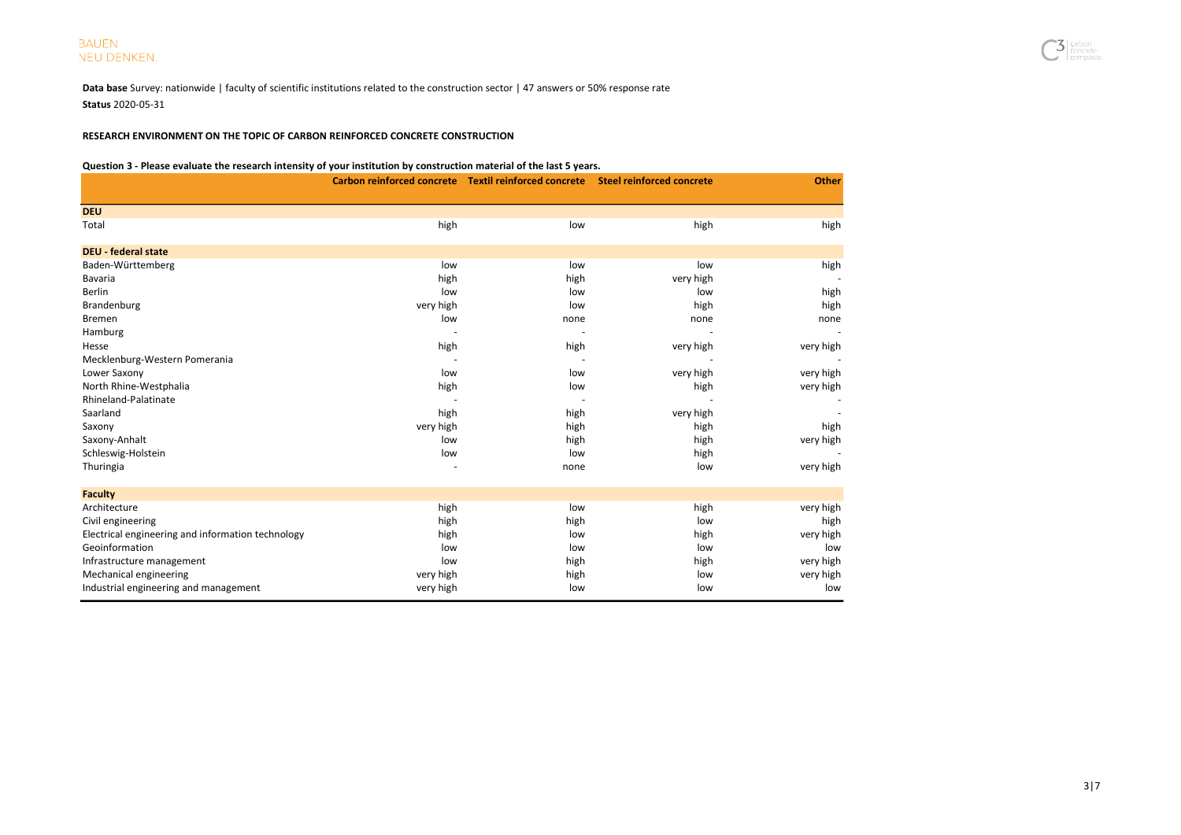**Data base** Survey: nationwide | faculty of scientific institutions related to the construction sector | 47 answers or 50% response rate

**Status** 2020-05-31

**RESEARCH ENVIRONMENT ON THE TOPIC OF CARBON REINFORCED CONCRETE CONSTRUCTION**

**Question 3 - Please evaluate the research intensity of your institution by construction material of the last 5 years.**

| | Carbon reinforced concrete | Textil reinforced concrete | Steel reinforced concrete | Other |
|---|---|---|---|---|
| **DEU** | | | | |
| Total | high | low | high | high |
| **DEU - federal state** | | | | |
| Baden-Württemberg | low | low | low | high |
| Bavaria | high | high | very high | - |
| Berlin | low | low | low | high |
| Brandenburg | very high | low | high | high |
| Bremen | low | none | none | none |
| Hamburg | - | - | - | - |
| Hesse | high | high | very high | very high |
| Mecklenburg-Western Pomerania | - | - | - | - |
| Lower Saxony | low | low | very high | very high |
| North Rhine-Westphalia | high | low | high | very high |
| Rhineland-Palatinate | - | - | - | - |
| Saarland | high | high | very high | - |
| Saxony | very high | high | high | high |
| Saxony-Anhalt | low | high | high | very high |
| Schleswig-Holstein | low | low | high | - |
| Thuringia | - | none | low | very high |
| **Faculty** | | | | |
| Architecture | high | low | high | very high |
| Civil engineering | high | high | low | high |
| Electrical engineering and information technology | high | low | high | very high |
| Geoinformation | low | low | low | low |
| Infrastructure management | low | high | high | very high |
| Mechanical engineering | very high | high | low | very high |
| Industrial engineering and management | very high | low | low | low |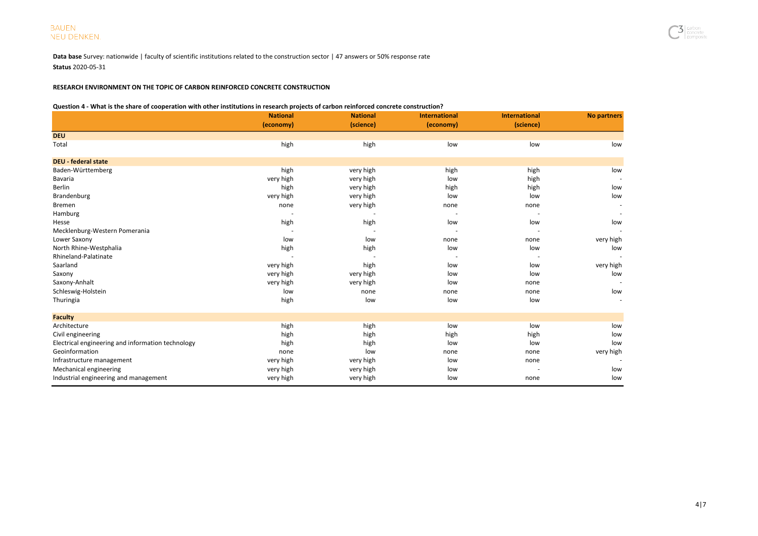**Data base** Survey: nationwide | faculty of scientific institutions related to the construction sector | 47 answers or 50% response rate

**Status** 2020-05-31

**RESEARCH ENVIRONMENT ON THE TOPIC OF CARBON REINFORCED CONCRETE CONSTRUCTION**

**Question 4 - What is the share of cooperation with other institutions in research projects of carbon reinforced concrete construction?**

| | National (economy) | National (science) | International (economy) | International (science) | No partners |
|---|---|---|---|---|---|
| **DEU** | | | | | |
| Total | high | high | low | low | low |
| **DEU - federal state** | | | | | |
| Baden-Württemberg | high | very high | high | high | low |
| Bavaria | very high | very high | low | high | - |
| Berlin | high | very high | high | high | low |
| Brandenburg | very high | very high | low | low | low |
| Bremen | none | very high | none | none | - |
| Hamburg | - | - | - | - | - |
| Hesse | high | high | low | low | low |
| Mecklenburg-Western Pomerania | - | - | - | - | - |
| Lower Saxony | low | low | none | none | very high |
| North Rhine-Westphalia | high | high | low | low | low |
| Rhineland-Palatinate | - | - | - | - | - |
| Saarland | very high | high | low | low | very high |
| Saxony | very high | very high | low | low | low |
| Saxony-Anhalt | very high | very high | low | none | - |
| Schleswig-Holstein | low | none | none | none | low |
| Thuringia | high | low | low | low | - |
| **Faculty** | | | | | |
| Architecture | high | high | low | low | low |
| Civil engineering | high | high | high | high | low |
| Electrical engineering and information technology | high | high | low | low | low |
| Geoinformation | none | low | none | none | very high |
| Infrastructure management | very high | very high | low | none | - |
| Mechanical engineering | very high | very high | low | - | low |
| Industrial engineering and management | very high | very high | low | none | low |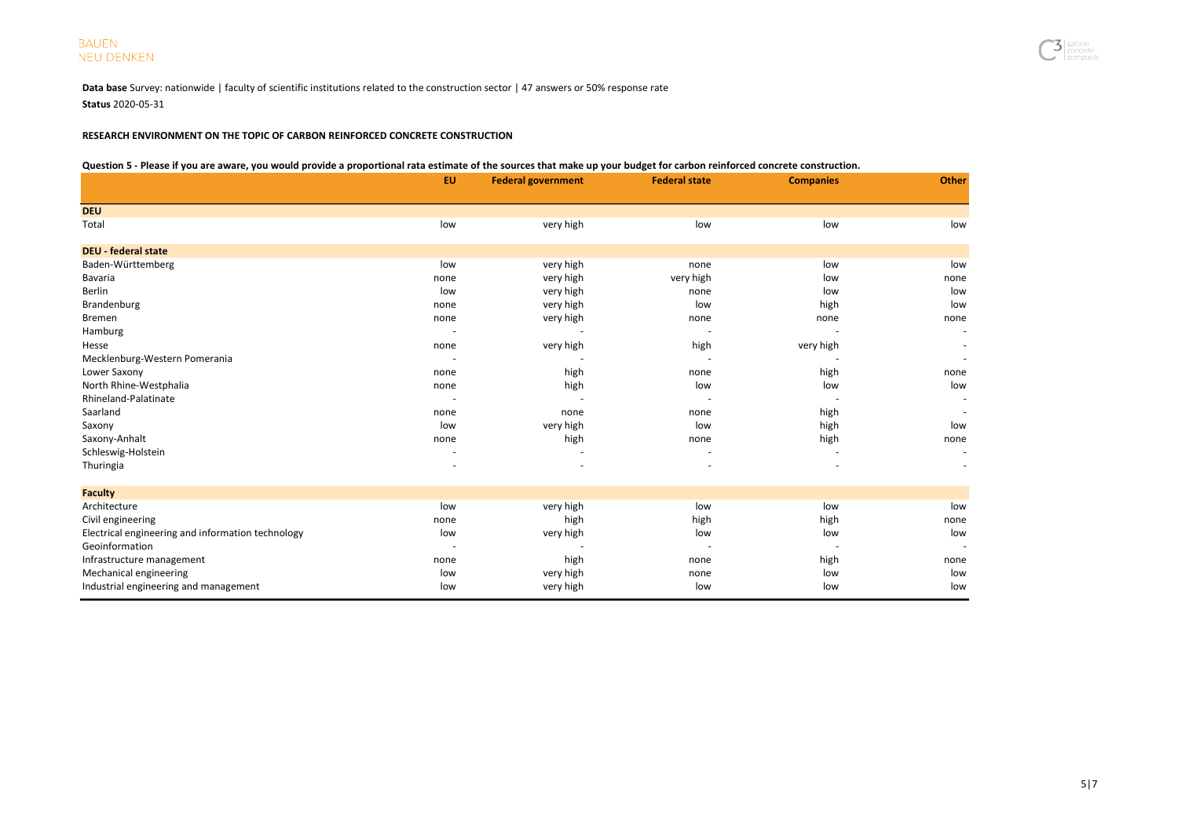**Data base** Survey: nationwide | faculty of scientific institutions related to the construction sector | 47 answers or 50% response rate

**Status** 2020-05-31

**RESEARCH ENVIRONMENT ON THE TOPIC OF CARBON REINFORCED CONCRETE CONSTRUCTION**

**Question 5 - Please if you are aware, you would provide a proportional rata estimate of the sources that make up your budget for carbon reinforced concrete construction.**

| | EU | Federal government | Federal state | Companies | Other |
|---|---|---|---|---|---|
| **DEU** | | | | | |
| Total | low | very high | low | low | low |
| **DEU - federal state** | | | | | |
| Baden-Württemberg | low | very high | none | low | low |
| Bavaria | none | very high | very high | low | none |
| Berlin | low | very high | none | low | low |
| Brandenburg | none | very high | low | high | low |
| Bremen | none | very high | none | none | none |
| Hamburg | - | - | - | - | - |
| Hesse | none | very high | high | very high | - |
| Mecklenburg-Western Pomerania | - | - | - | - | - |
| Lower Saxony | none | high | none | high | none |
| North Rhine-Westphalia | none | high | low | low | low |
| Rhineland-Palatinate | - | - | - | - | - |
| Saarland | none | none | none | high | - |
| Saxony | low | very high | low | high | low |
| Saxony-Anhalt | none | high | none | high | none |
| Schleswig-Holstein | - | - | - | - | - |
| Thuringia | - | - | - | - | - |
| **Faculty** | | | | | |
| Architecture | low | very high | low | low | low |
| Civil engineering | none | high | high | high | none |
| Electrical engineering and information technology | low | very high | low | low | low |
| Geoinformation | - | - | - | - | - |
| Infrastructure management | none | high | none | high | none |
| Mechanical engineering | low | very high | none | low | low |
| Industrial engineering and management | low | very high | low | low | low |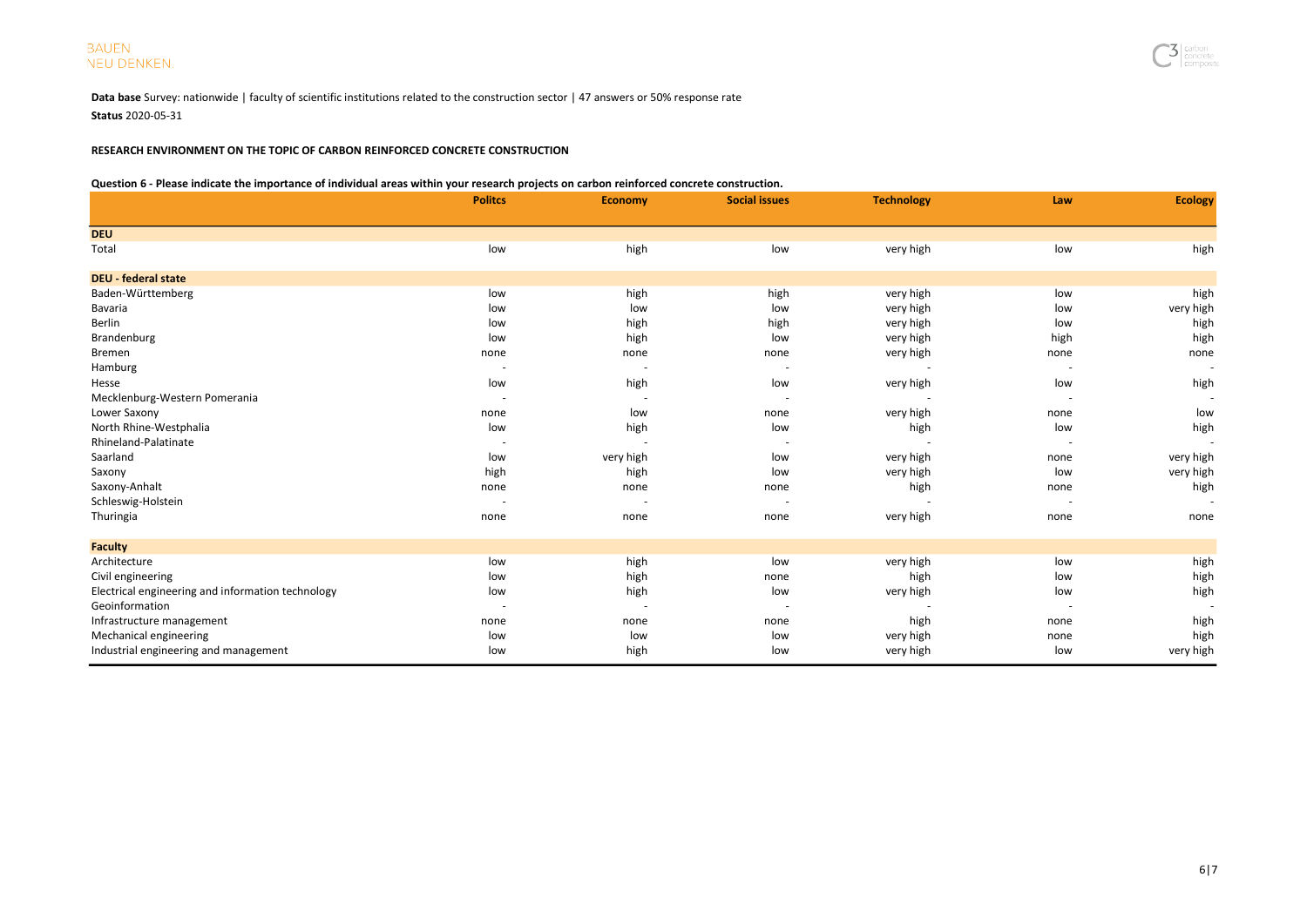**Data base** Survey: nationwide | faculty of scientific institutions related to the construction sector | 47 answers or 50% response rate

**Status** 2020-05-31

**RESEARCH ENVIRONMENT ON THE TOPIC OF CARBON REINFORCED CONCRETE CONSTRUCTION**

**Question 6 - Please indicate the importance of individual areas within your research projects on carbon reinforced concrete construction.**

| | Politcs | Economy | Social issues | Technology | Law | Ecology |
|---|---|---|---|---|---|---|
| **DEU** | | | | | | |
| Total | low | high | low | very high | low | high |
| **DEU - federal state** | | | | | | |
| Baden-Württemberg | low | high | high | very high | low | high |
| Bavaria | low | low | low | very high | low | very high |
| Berlin | low | high | high | very high | low | high |
| Brandenburg | low | high | low | very high | high | high |
| Bremen | none | none | none | very high | none | none |
| Hamburg | - | - | - | - | - | - |
| Hesse | low | high | low | very high | low | high |
| Mecklenburg-Western Pomerania | - | - | - | - | - | - |
| Lower Saxony | none | low | none | very high | none | low |
| North Rhine-Westphalia | low | high | low | high | low | high |
| Rhineland-Palatinate | - | - | - | - | - | - |
| Saarland | low | very high | low | very high | none | very high |
| Saxony | high | high | low | very high | low | very high |
| Saxony-Anhalt | none | none | none | high | none | high |
| Schleswig-Holstein | - | - | - | - | - | - |
| Thuringia | none | none | none | very high | none | none |
| **Faculty** | | | | | | |
| Architecture | low | high | low | very high | low | high |
| Civil engineering | low | high | none | high | low | high |
| Electrical engineering and information technology | low | high | low | very high | low | high |
| Geoinformation | - | - | - | - | - | - |
| Infrastructure management | none | none | none | high | none | high |
| Mechanical engineering | low | low | low | very high | none | high |
| Industrial engineering and management | low | high | low | very high | low | very high |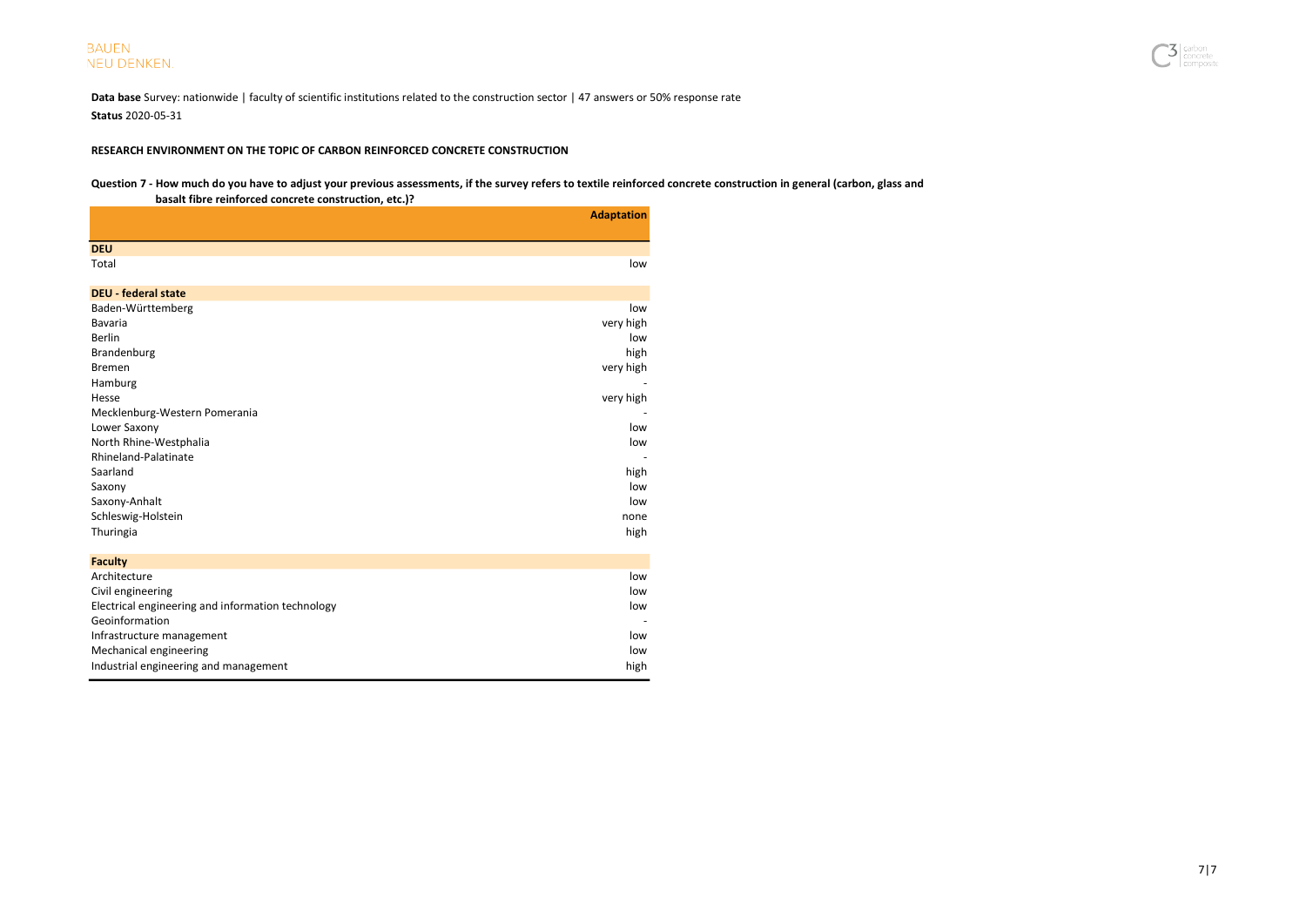**Data base** Survey: nationwide | faculty of scientific institutions related to the construction sector | 47 answers or 50% response rate

**Status** 2020-05-31

**RESEARCH ENVIRONMENT ON THE TOPIC OF CARBON REINFORCED CONCRETE CONSTRUCTION**

**Question 7 - How much do you have to adjust your previous assessments, if the survey refers to textile reinforced concrete construction in general (carbon, glass and basalt fibre reinforced concrete construction, etc.)?**

| | Adaptation |
|---|---|
| **DEU** | |
| Total | low |
| **DEU - federal state** | |
| Baden-Württemberg | low |
| Bavaria | very high |
| Berlin | low |
| Brandenburg | high |
| Bremen | very high |
| Hamburg | - |
| Hesse | very high |
| Mecklenburg-Western Pomerania | - |
| Lower Saxony | low |
| North Rhine-Westphalia | low |
| Rhineland-Palatinate | - |
| Saarland | high |
| Saxony | low |
| Saxony-Anhalt | low |
| Schleswig-Holstein | none |
| Thuringia | high |
| **Faculty** | |
| Architecture | low |
| Civil engineering | low |
| Electrical engineering and information technology | low |
| Geoinformation | - |
| Infrastructure management | low |
| Mechanical engineering | low |
| Industrial engineering and management | high |